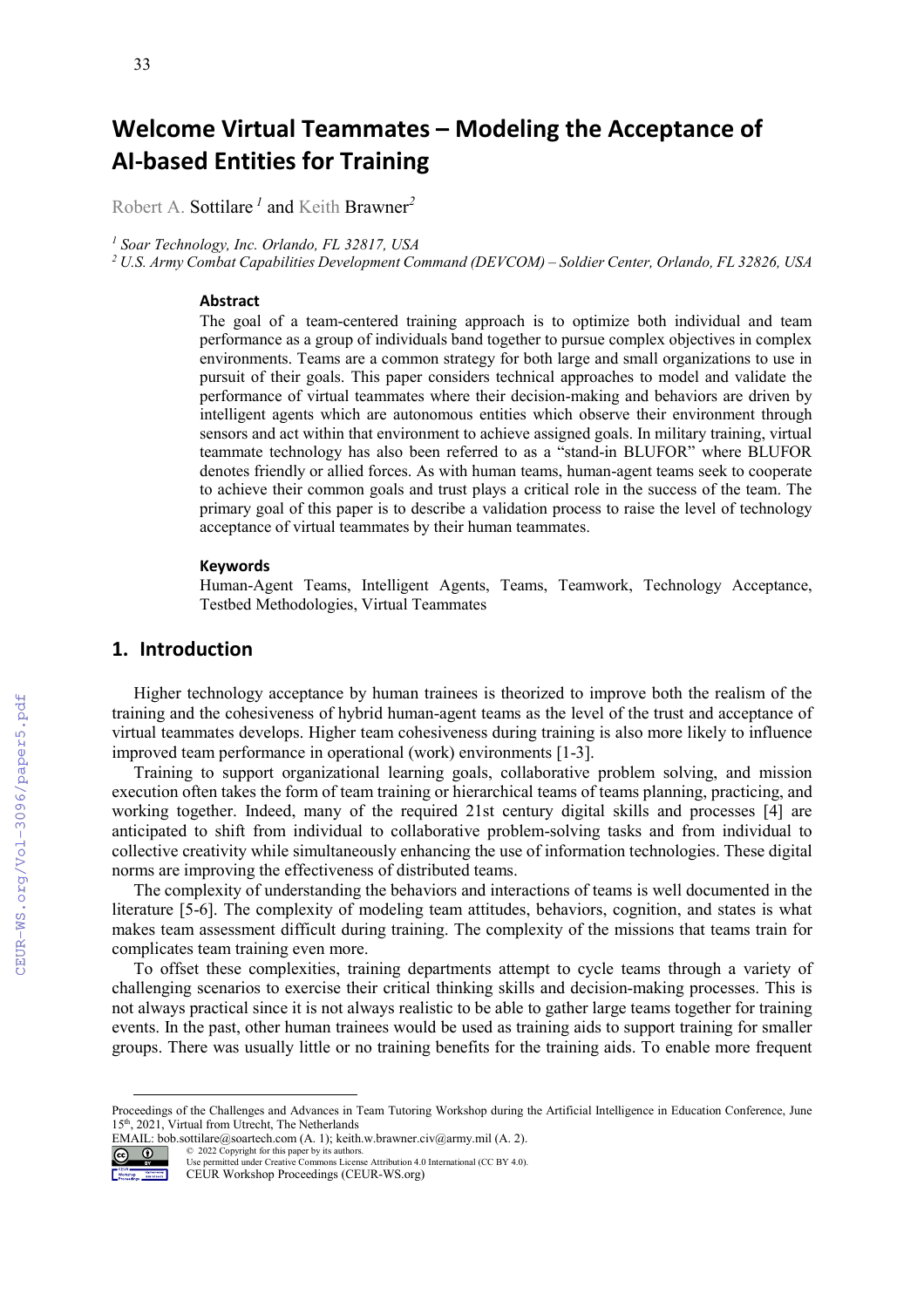# Welcome Virtual Teammates – Modeling the Acceptance of AI-based Entities for Training

Robert A. Sottilare [1] and Keith Brawner[2]

[1] Soar Technology, Inc. Orlando, FL 32817, USA
[2] U.S. Army Combat Capabilities Development Command (DEVCOM) – Soldier Center, Orlando, FL 32826, USA

### Abstract

The goal of a team-centered training approach is to optimize both individual and team performance as a group of individuals band together to pursue complex objectives in complex environments. Teams are a common strategy for both large and small organizations to use in pursuit of their goals. This paper considers technical approaches to model and validate the performance of virtual teammates where their decision-making and behaviors are driven by intelligent agents which are autonomous entities which observe their environment through sensors and act within that environment to achieve assigned goals. In military training, virtual teammate technology has also been referred to as a "stand-in BLUFOR" where BLUFOR denotes friendly or allied forces. As with human teams, human-agent teams seek to cooperate to achieve their common goals and trust plays a critical role in the success of the team. The primary goal of this paper is to describe a validation process to raise the level of technology acceptance of virtual teammates by their human teammates.

### Keywords

Human-Agent Teams, Intelligent Agents, Teams, Teamwork, Technology Acceptance, Testbed Methodologies, Virtual Teammates

## 1. Introduction

Higher technology acceptance by human trainees is theorized to improve both the realism of the training and the cohesiveness of hybrid human-agent teams as the level of the trust and acceptance of virtual teammates develops. Higher team cohesiveness during training is also more likely to influence improved team performance in operational (work) environments [1-3].

Training to support organizational learning goals, collaborative problem solving, and mission execution often takes the form of team training or hierarchical teams of teams planning, practicing, and working together. Indeed, many of the required 21st century digital skills and processes [4] are anticipated to shift from individual to collaborative problem-solving tasks and from individual to collective creativity while simultaneously enhancing the use of information technologies. These digital norms are improving the effectiveness of distributed teams.

The complexity of understanding the behaviors and interactions of teams is well documented in the literature [5-6]. The complexity of modeling team attitudes, behaviors, cognition, and states is what makes team assessment difficult during training. The complexity of the missions that teams train for complicates team training even more.

To offset these complexities, training departments attempt to cycle teams through a variety of challenging scenarios to exercise their critical thinking skills and decision-making processes. This is not always practical since it is not always realistic to be able to gather large teams together for training events. In the past, other human trainees would be used as training aids to support training for smaller groups. There was usually little or no training benefits for the training aids. To enable more frequent

Proceedings of the Challenges and Advances in Team Tutoring Workshop during the Artificial Intelligence in Education Conference, June 15th, 2021, Virtual from Utrecht, The Netherlands
EMAIL: bob.sottilare@soartech.com (A. 1); keith.w.brawner.civ@army.mil (A. 2).
© 2022 Copyright for this paper by its authors.
Use permitted under Creative Commons License Attribution 4.0 International (CC BY 4.0).
CEUR Workshop Proceedings (CEUR-WS.org)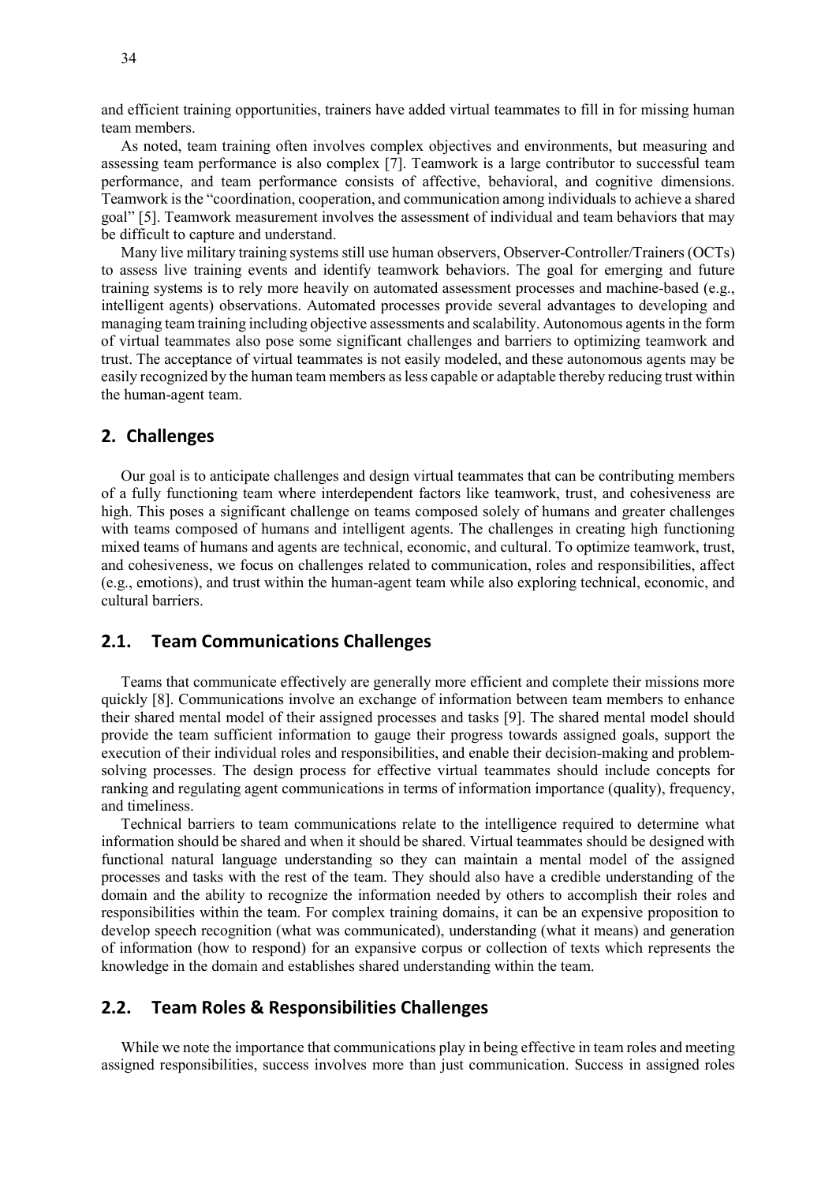and efficient training opportunities, trainers have added virtual teammates to fill in for missing human team members.

As noted, team training often involves complex objectives and environments, but measuring and assessing team performance is also complex [7]. Teamwork is a large contributor to successful team performance, and team performance consists of affective, behavioral, and cognitive dimensions. Teamwork is the "coordination, cooperation, and communication among individuals to achieve a shared goal" [5]. Teamwork measurement involves the assessment of individual and team behaviors that may be difficult to capture and understand.

Many live military training systems still use human observers, Observer-Controller/Trainers (OCTs) to assess live training events and identify teamwork behaviors. The goal for emerging and future training systems is to rely more heavily on automated assessment processes and machine-based (e.g., intelligent agents) observations. Automated processes provide several advantages to developing and managing team training including objective assessments and scalability. Autonomous agents in the form of virtual teammates also pose some significant challenges and barriers to optimizing teamwork and trust. The acceptance of virtual teammates is not easily modeled, and these autonomous agents may be easily recognized by the human team members as less capable or adaptable thereby reducing trust within the human-agent team.

## 2. Challenges

Our goal is to anticipate challenges and design virtual teammates that can be contributing members of a fully functioning team where interdependent factors like teamwork, trust, and cohesiveness are high. This poses a significant challenge on teams composed solely of humans and greater challenges with teams composed of humans and intelligent agents. The challenges in creating high functioning mixed teams of humans and agents are technical, economic, and cultural. To optimize teamwork, trust, and cohesiveness, we focus on challenges related to communication, roles and responsibilities, affect (e.g., emotions), and trust within the human-agent team while also exploring technical, economic, and cultural barriers.

## 2.1. Team Communications Challenges

Teams that communicate effectively are generally more efficient and complete their missions more quickly [8]. Communications involve an exchange of information between team members to enhance their shared mental model of their assigned processes and tasks [9]. The shared mental model should provide the team sufficient information to gauge their progress towards assigned goals, support the execution of their individual roles and responsibilities, and enable their decision-making and problem-solving processes. The design process for effective virtual teammates should include concepts for ranking and regulating agent communications in terms of information importance (quality), frequency, and timeliness.

Technical barriers to team communications relate to the intelligence required to determine what information should be shared and when it should be shared. Virtual teammates should be designed with functional natural language understanding so they can maintain a mental model of the assigned processes and tasks with the rest of the team. They should also have a credible understanding of the domain and the ability to recognize the information needed by others to accomplish their roles and responsibilities within the team. For complex training domains, it can be an expensive proposition to develop speech recognition (what was communicated), understanding (what it means) and generation of information (how to respond) for an expansive corpus or collection of texts which represents the knowledge in the domain and establishes shared understanding within the team.

## 2.2. Team Roles & Responsibilities Challenges

While we note the importance that communications play in being effective in team roles and meeting assigned responsibilities, success involves more than just communication. Success in assigned roles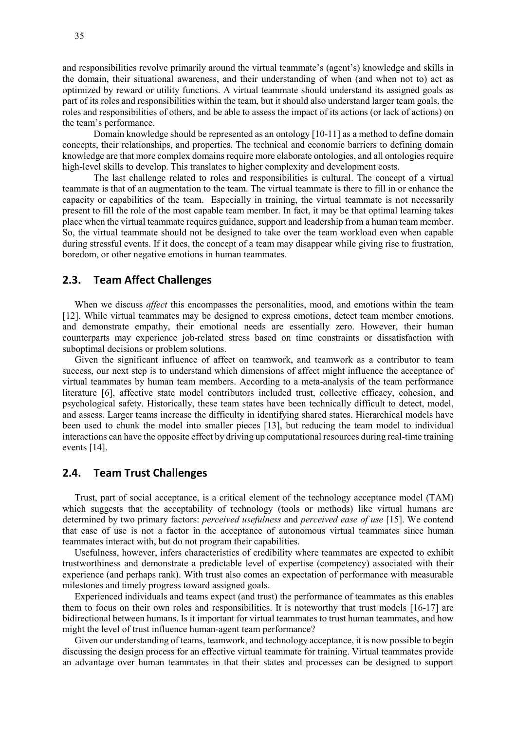and responsibilities revolve primarily around the virtual teammate's (agent's) knowledge and skills in the domain, their situational awareness, and their understanding of when (and when not to) act as optimized by reward or utility functions. A virtual teammate should understand its assigned goals as part of its roles and responsibilities within the team, but it should also understand larger team goals, the roles and responsibilities of others, and be able to assess the impact of its actions (or lack of actions) on the team's performance.

Domain knowledge should be represented as an ontology [10-11] as a method to define domain concepts, their relationships, and properties. The technical and economic barriers to defining domain knowledge are that more complex domains require more elaborate ontologies, and all ontologies require high-level skills to develop. This translates to higher complexity and development costs.

The last challenge related to roles and responsibilities is cultural. The concept of a virtual teammate is that of an augmentation to the team. The virtual teammate is there to fill in or enhance the capacity or capabilities of the team. Especially in training, the virtual teammate is not necessarily present to fill the role of the most capable team member. In fact, it may be that optimal learning takes place when the virtual teammate requires guidance, support and leadership from a human team member. So, the virtual teammate should not be designed to take over the team workload even when capable during stressful events. If it does, the concept of a team may disappear while giving rise to frustration, boredom, or other negative emotions in human teammates.

## 2.3. Team Affect Challenges

When we discuss *affect* this encompasses the personalities, mood, and emotions within the team [12]. While virtual teammates may be designed to express emotions, detect team member emotions, and demonstrate empathy, their emotional needs are essentially zero. However, their human counterparts may experience job-related stress based on time constraints or dissatisfaction with suboptimal decisions or problem solutions.

Given the significant influence of affect on teamwork, and teamwork as a contributor to team success, our next step is to understand which dimensions of affect might influence the acceptance of virtual teammates by human team members. According to a meta-analysis of the team performance literature [6], affective state model contributors included trust, collective efficacy, cohesion, and psychological safety. Historically, these team states have been technically difficult to detect, model, and assess. Larger teams increase the difficulty in identifying shared states. Hierarchical models have been used to chunk the model into smaller pieces [13], but reducing the team model to individual interactions can have the opposite effect by driving up computational resources during real-time training events [14].

## 2.4. Team Trust Challenges

Trust, part of social acceptance, is a critical element of the technology acceptance model (TAM) which suggests that the acceptability of technology (tools or methods) like virtual humans are determined by two primary factors: *perceived usefulness* and *perceived ease of use* [15]. We contend that ease of use is not a factor in the acceptance of autonomous virtual teammates since human teammates interact with, but do not program their capabilities.

Usefulness, however, infers characteristics of credibility where teammates are expected to exhibit trustworthiness and demonstrate a predictable level of expertise (competency) associated with their experience (and perhaps rank). With trust also comes an expectation of performance with measurable milestones and timely progress toward assigned goals.

Experienced individuals and teams expect (and trust) the performance of teammates as this enables them to focus on their own roles and responsibilities. It is noteworthy that trust models [16-17] are bidirectional between humans. Is it important for virtual teammates to trust human teammates, and how might the level of trust influence human-agent team performance?

Given our understanding of teams, teamwork, and technology acceptance, it is now possible to begin discussing the design process for an effective virtual teammate for training. Virtual teammates provide an advantage over human teammates in that their states and processes can be designed to support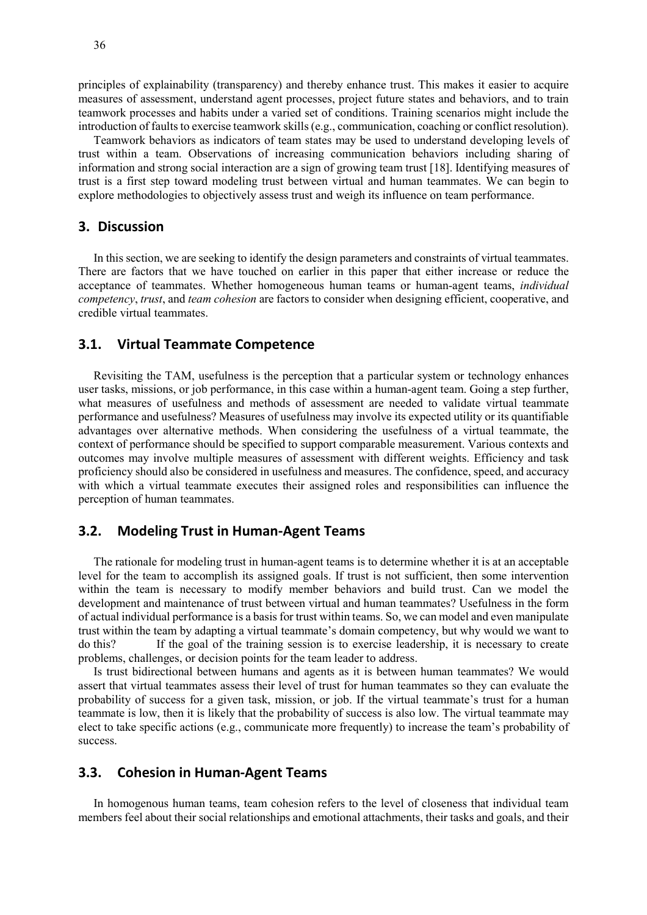principles of explainability (transparency) and thereby enhance trust. This makes it easier to acquire measures of assessment, understand agent processes, project future states and behaviors, and to train teamwork processes and habits under a varied set of conditions. Training scenarios might include the introduction of faults to exercise teamwork skills (e.g., communication, coaching or conflict resolution).

Teamwork behaviors as indicators of team states may be used to understand developing levels of trust within a team. Observations of increasing communication behaviors including sharing of information and strong social interaction are a sign of growing team trust [18]. Identifying measures of trust is a first step toward modeling trust between virtual and human teammates. We can begin to explore methodologies to objectively assess trust and weigh its influence on team performance.

## 3. Discussion

In this section, we are seeking to identify the design parameters and constraints of virtual teammates. There are factors that we have touched on earlier in this paper that either increase or reduce the acceptance of teammates. Whether homogeneous human teams or human-agent teams, *individual competency*, *trust*, and *team cohesion* are factors to consider when designing efficient, cooperative, and credible virtual teammates.

### 3.1. Virtual Teammate Competence

Revisiting the TAM, usefulness is the perception that a particular system or technology enhances user tasks, missions, or job performance, in this case within a human-agent team. Going a step further, what measures of usefulness and methods of assessment are needed to validate virtual teammate performance and usefulness? Measures of usefulness may involve its expected utility or its quantifiable advantages over alternative methods. When considering the usefulness of a virtual teammate, the context of performance should be specified to support comparable measurement. Various contexts and outcomes may involve multiple measures of assessment with different weights. Efficiency and task proficiency should also be considered in usefulness and measures. The confidence, speed, and accuracy with which a virtual teammate executes their assigned roles and responsibilities can influence the perception of human teammates.

### 3.2. Modeling Trust in Human-Agent Teams

The rationale for modeling trust in human-agent teams is to determine whether it is at an acceptable level for the team to accomplish its assigned goals. If trust is not sufficient, then some intervention within the team is necessary to modify member behaviors and build trust. Can we model the development and maintenance of trust between virtual and human teammates? Usefulness in the form of actual individual performance is a basis for trust within teams. So, we can model and even manipulate trust within the team by adapting a virtual teammate's domain competency, but why would we want to do this? If the goal of the training session is to exercise leadership, it is necessary to create problems, challenges, or decision points for the team leader to address.

Is trust bidirectional between humans and agents as it is between human teammates? We would assert that virtual teammates assess their level of trust for human teammates so they can evaluate the probability of success for a given task, mission, or job. If the virtual teammate's trust for a human teammate is low, then it is likely that the probability of success is also low. The virtual teammate may elect to take specific actions (e.g., communicate more frequently) to increase the team's probability of success.

### 3.3. Cohesion in Human-Agent Teams

In homogenous human teams, team cohesion refers to the level of closeness that individual team members feel about their social relationships and emotional attachments, their tasks and goals, and their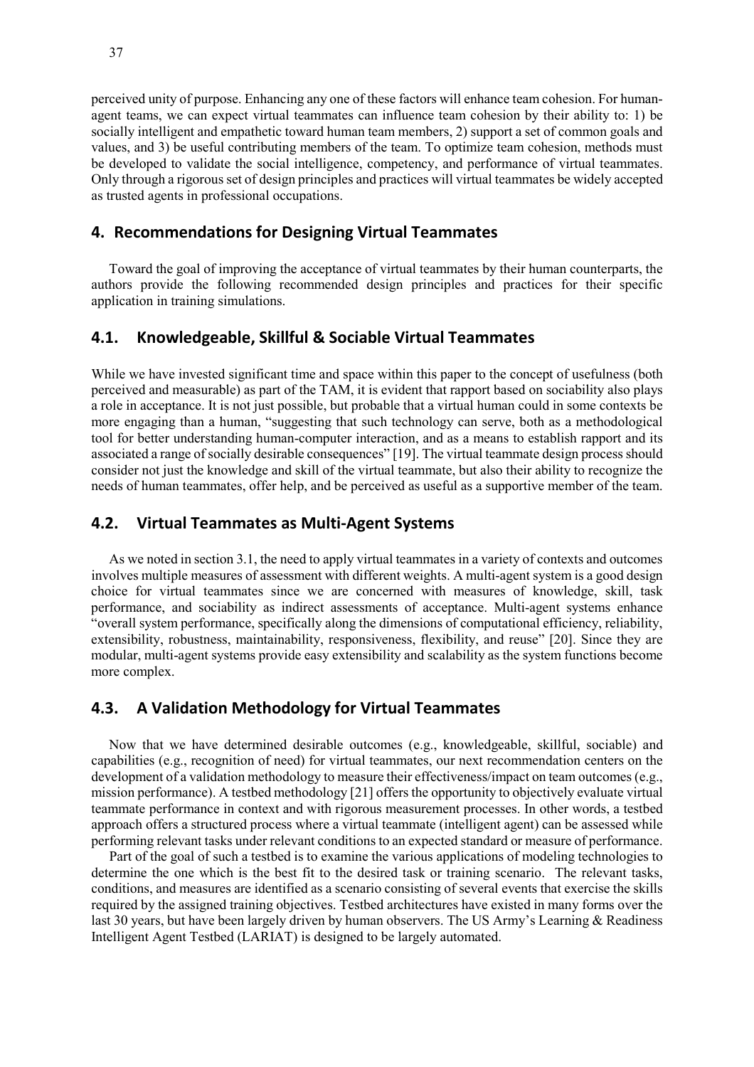perceived unity of purpose. Enhancing any one of these factors will enhance team cohesion. For human-agent teams, we can expect virtual teammates can influence team cohesion by their ability to: 1) be socially intelligent and empathetic toward human team members, 2) support a set of common goals and values, and 3) be useful contributing members of the team. To optimize team cohesion, methods must be developed to validate the social intelligence, competency, and performance of virtual teammates. Only through a rigorous set of design principles and practices will virtual teammates be widely accepted as trusted agents in professional occupations.

## 4. Recommendations for Designing Virtual Teammates

Toward the goal of improving the acceptance of virtual teammates by their human counterparts, the authors provide the following recommended design principles and practices for their specific application in training simulations.

### 4.1. Knowledgeable, Skillful & Sociable Virtual Teammates

While we have invested significant time and space within this paper to the concept of usefulness (both perceived and measurable) as part of the TAM, it is evident that rapport based on sociability also plays a role in acceptance. It is not just possible, but probable that a virtual human could in some contexts be more engaging than a human, "suggesting that such technology can serve, both as a methodological tool for better understanding human-computer interaction, and as a means to establish rapport and its associated a range of socially desirable consequences" [19]. The virtual teammate design process should consider not just the knowledge and skill of the virtual teammate, but also their ability to recognize the needs of human teammates, offer help, and be perceived as useful as a supportive member of the team.

### 4.2. Virtual Teammates as Multi-Agent Systems

As we noted in section 3.1, the need to apply virtual teammates in a variety of contexts and outcomes involves multiple measures of assessment with different weights. A multi-agent system is a good design choice for virtual teammates since we are concerned with measures of knowledge, skill, task performance, and sociability as indirect assessments of acceptance. Multi-agent systems enhance "overall system performance, specifically along the dimensions of computational efficiency, reliability, extensibility, robustness, maintainability, responsiveness, flexibility, and reuse" [20]. Since they are modular, multi-agent systems provide easy extensibility and scalability as the system functions become more complex.

### 4.3. A Validation Methodology for Virtual Teammates

Now that we have determined desirable outcomes (e.g., knowledgeable, skillful, sociable) and capabilities (e.g., recognition of need) for virtual teammates, our next recommendation centers on the development of a validation methodology to measure their effectiveness/impact on team outcomes (e.g., mission performance). A testbed methodology [21] offers the opportunity to objectively evaluate virtual teammate performance in context and with rigorous measurement processes. In other words, a testbed approach offers a structured process where a virtual teammate (intelligent agent) can be assessed while performing relevant tasks under relevant conditions to an expected standard or measure of performance.

Part of the goal of such a testbed is to examine the various applications of modeling technologies to determine the one which is the best fit to the desired task or training scenario. The relevant tasks, conditions, and measures are identified as a scenario consisting of several events that exercise the skills required by the assigned training objectives. Testbed architectures have existed in many forms over the last 30 years, but have been largely driven by human observers. The US Army's Learning & Readiness Intelligent Agent Testbed (LARIAT) is designed to be largely automated.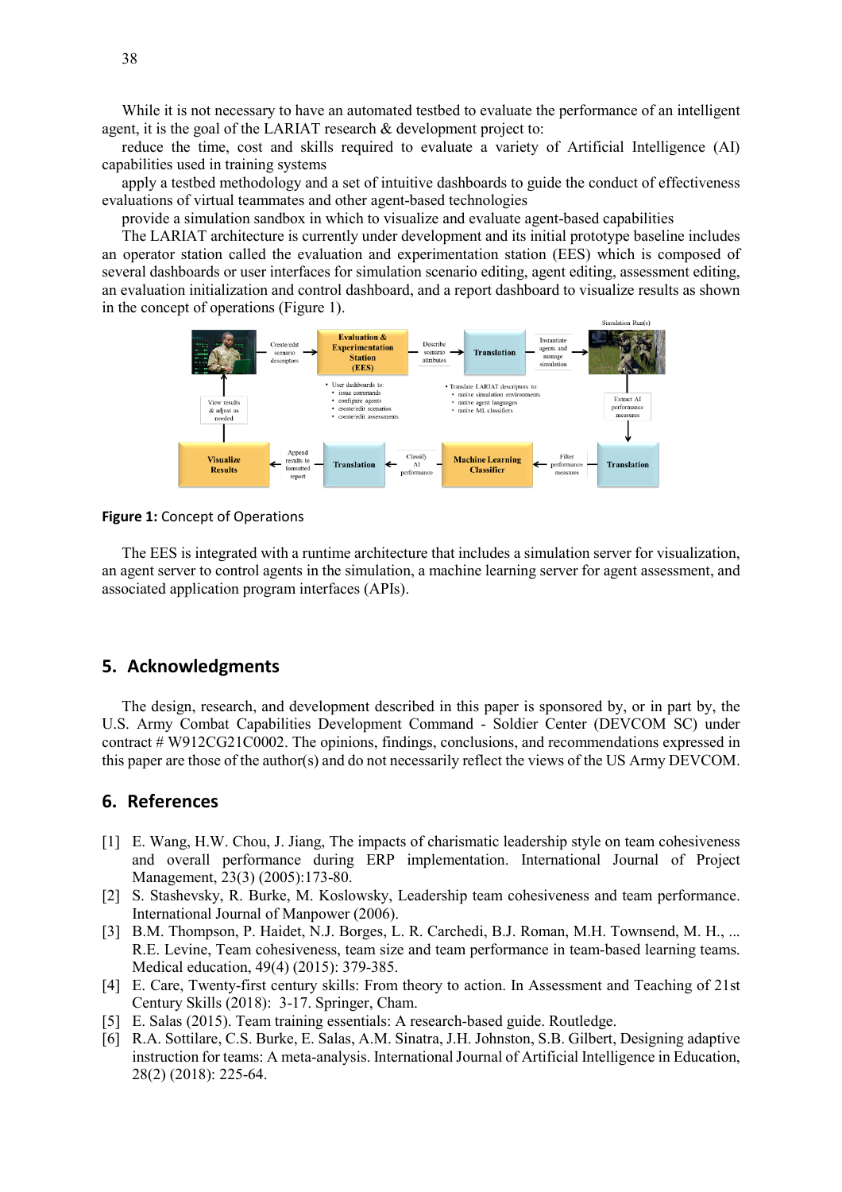While it is not necessary to have an automated testbed to evaluate the performance of an intelligent agent, it is the goal of the LARIAT research & development project to:

reduce the time, cost and skills required to evaluate a variety of Artificial Intelligence (AI) capabilities used in training systems

apply a testbed methodology and a set of intuitive dashboards to guide the conduct of effectiveness evaluations of virtual teammates and other agent-based technologies

provide a simulation sandbox in which to visualize and evaluate agent-based capabilities

The LARIAT architecture is currently under development and its initial prototype baseline includes an operator station called the evaluation and experimentation station (EES) which is composed of several dashboards or user interfaces for simulation scenario editing, agent editing, assessment editing, an evaluation initialization and control dashboard, and a report dashboard to visualize results as shown in the concept of operations (Figure 1).

**Figure 1:** Concept of Operations

The EES is integrated with a runtime architecture that includes a simulation server for visualization, an agent server to control agents in the simulation, a machine learning server for agent assessment, and associated application program interfaces (APIs).

## 5. Acknowledgments

The design, research, and development described in this paper is sponsored by, or in part by, the U.S. Army Combat Capabilities Development Command - Soldier Center (DEVCOM SC) under contract # W912CG21C0002. The opinions, findings, conclusions, and recommendations expressed in this paper are those of the author(s) and do not necessarily reflect the views of the US Army DEVCOM.

## 6. References

[1] E. Wang, H.W. Chou, J. Jiang, The impacts of charismatic leadership style on team cohesiveness and overall performance during ERP implementation. International Journal of Project Management, 23(3) (2005):173-80.

[2] S. Stashevsky, R. Burke, M. Koslowsky, Leadership team cohesiveness and team performance. International Journal of Manpower (2006).

[3] B.M. Thompson, P. Haidet, N.J. Borges, L. R. Carchedi, B.J. Roman, M.H. Townsend, M. H., ... R.E. Levine, Team cohesiveness, team size and team performance in team-based learning teams. Medical education, 49(4) (2015): 379-385.

[4] E. Care, Twenty-first century skills: From theory to action. In Assessment and Teaching of 21st Century Skills (2018): 3-17. Springer, Cham.

[5] E. Salas (2015). Team training essentials: A research-based guide. Routledge.

[6] R.A. Sottilare, C.S. Burke, E. Salas, A.M. Sinatra, J.H. Johnston, S.B. Gilbert, Designing adaptive instruction for teams: A meta-analysis. International Journal of Artificial Intelligence in Education, 28(2) (2018): 225-64.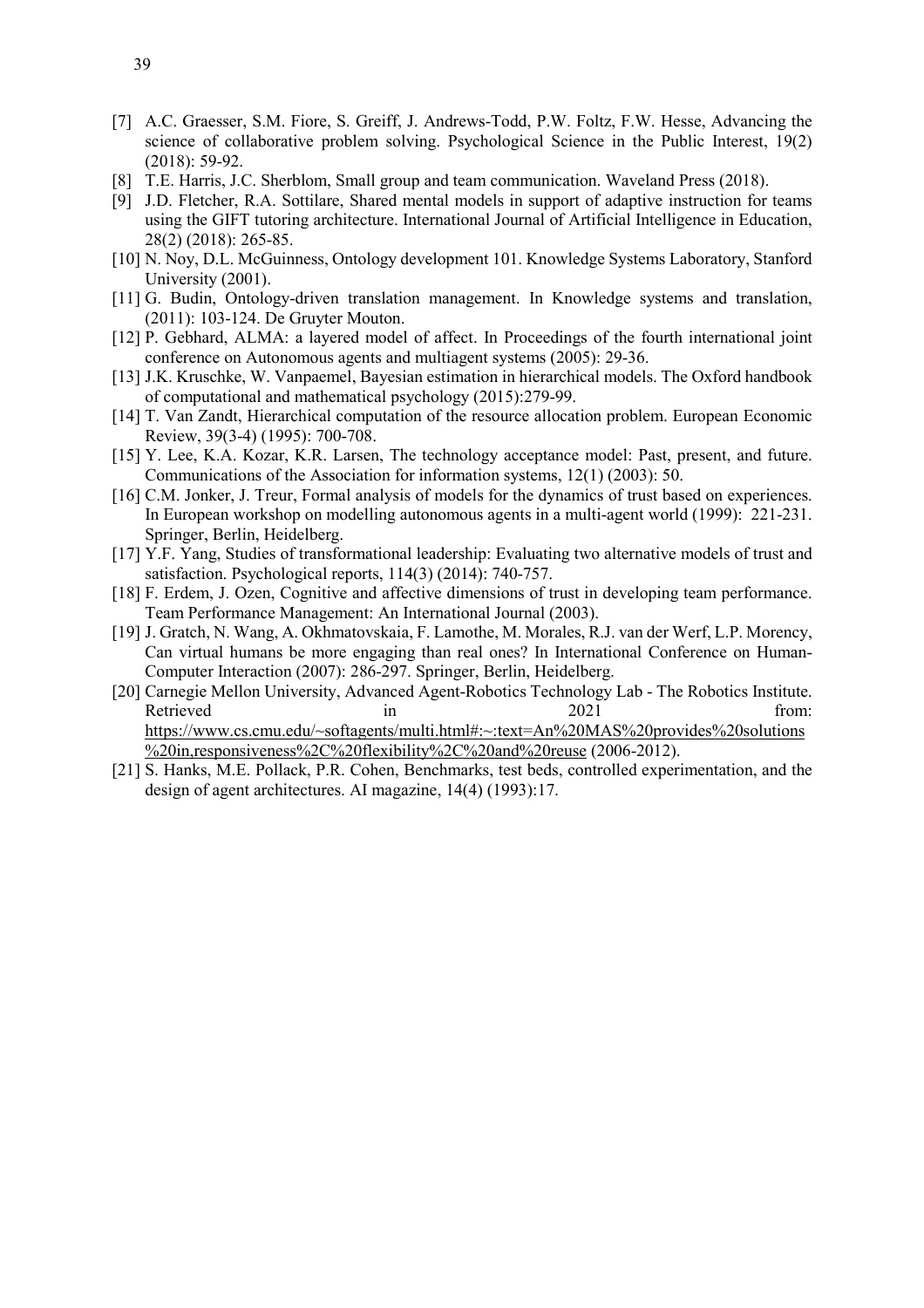[7] A.C. Graesser, S.M. Fiore, S. Greiff, J. Andrews-Todd, P.W. Foltz, F.W. Hesse, Advancing the science of collaborative problem solving. Psychological Science in the Public Interest, 19(2) (2018): 59-92.

[8] T.E. Harris, J.C. Sherblom, Small group and team communication. Waveland Press (2018).

[9] J.D. Fletcher, R.A. Sottilare, Shared mental models in support of adaptive instruction for teams using the GIFT tutoring architecture. International Journal of Artificial Intelligence in Education, 28(2) (2018): 265-85.

[10] N. Noy, D.L. McGuinness, Ontology development 101. Knowledge Systems Laboratory, Stanford University (2001).

[11] G. Budin, Ontology-driven translation management. In Knowledge systems and translation, (2011): 103-124. De Gruyter Mouton.

[12] P. Gebhard, ALMA: a layered model of affect. In Proceedings of the fourth international joint conference on Autonomous agents and multiagent systems (2005): 29-36.

[13] J.K. Kruschke, W. Vanpaemel, Bayesian estimation in hierarchical models. The Oxford handbook of computational and mathematical psychology (2015):279-99.

[14] T. Van Zandt, Hierarchical computation of the resource allocation problem. European Economic Review, 39(3-4) (1995): 700-708.

[15] Y. Lee, K.A. Kozar, K.R. Larsen, The technology acceptance model: Past, present, and future. Communications of the Association for information systems, 12(1) (2003): 50.

[16] C.M. Jonker, J. Treur, Formal analysis of models for the dynamics of trust based on experiences. In European workshop on modelling autonomous agents in a multi-agent world (1999): 221-231. Springer, Berlin, Heidelberg.

[17] Y.F. Yang, Studies of transformational leadership: Evaluating two alternative models of trust and satisfaction. Psychological reports, 114(3) (2014): 740-757.

[18] F. Erdem, J. Ozen, Cognitive and affective dimensions of trust in developing team performance. Team Performance Management: An International Journal (2003).

[19] J. Gratch, N. Wang, A. Okhmatovskaia, F. Lamothe, M. Morales, R.J. van der Werf, L.P. Morency, Can virtual humans be more engaging than real ones? In International Conference on Human-Computer Interaction (2007): 286-297. Springer, Berlin, Heidelberg.

[20] Carnegie Mellon University, Advanced Agent-Robotics Technology Lab - The Robotics Institute. Retrieved in 2021 from: https://www.cs.cmu.edu/~softagents/multi.html#:~:text=An%20MAS%20provides%20solutions%20in,responsiveness%2C%20flexibility%2C%20and%20reuse (2006-2012).

[21] S. Hanks, M.E. Pollack, P.R. Cohen, Benchmarks, test beds, controlled experimentation, and the design of agent architectures. AI magazine, 14(4) (1993):17.